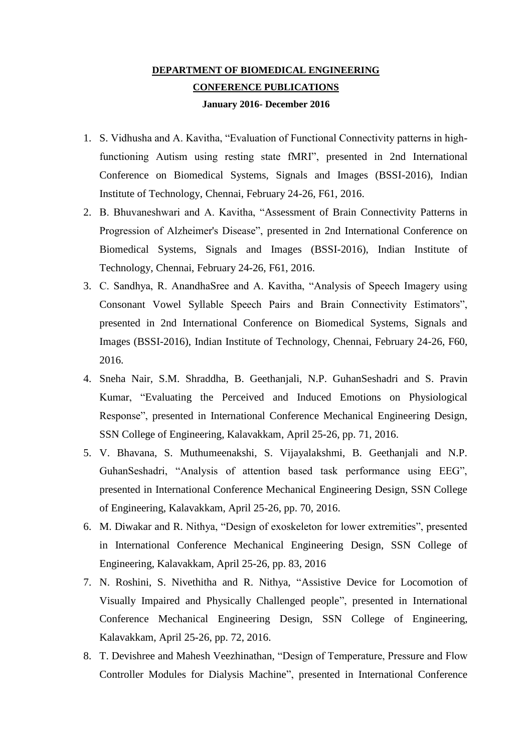**DEPARTMENT OF BIOMEDICAL ENGINEERING**

**CONFERENCE PUBLICATIONS**

**January 2016- December 2016**

1. S. Vidhusha and A. Kavitha, "Evaluation of Functional Connectivity patterns in high-functioning Autism using resting state fMRI", presented in 2nd International Conference on Biomedical Systems, Signals and Images (BSSI-2016), Indian Institute of Technology, Chennai, February 24-26, F61, 2016.
2. B. Bhuvaneshwari and A. Kavitha, "Assessment of Brain Connectivity Patterns in Progression of Alzheimer's Disease", presented in 2nd International Conference on Biomedical Systems, Signals and Images (BSSI-2016), Indian Institute of Technology, Chennai, February 24-26, F61, 2016.
3. C. Sandhya, R. AnandhaSree and A. Kavitha, "Analysis of Speech Imagery using Consonant Vowel Syllable Speech Pairs and Brain Connectivity Estimators", presented in 2nd International Conference on Biomedical Systems, Signals and Images (BSSI-2016), Indian Institute of Technology, Chennai, February 24-26, F60, 2016.
4. Sneha Nair, S.M. Shraddha, B. Geethanjali, N.P. GuhanSeshadri and S. Pravin Kumar, "Evaluating the Perceived and Induced Emotions on Physiological Response", presented in International Conference Mechanical Engineering Design, SSN College of Engineering, Kalavakkam, April 25-26, pp. 71, 2016.
5. V. Bhavana, S. Muthumeenakshi, S. Vijayalakshmi, B. Geethanjali and N.P. GuhanSeshadri, "Analysis of attention based task performance using EEG", presented in International Conference Mechanical Engineering Design, SSN College of Engineering, Kalavakkam, April 25-26, pp. 70, 2016.
6. M. Diwakar and R. Nithya, "Design of exoskeleton for lower extremities", presented in International Conference Mechanical Engineering Design, SSN College of Engineering, Kalavakkam, April 25-26, pp. 83, 2016
7. N. Roshini, S. Nivethitha and R. Nithya, "Assistive Device for Locomotion of Visually Impaired and Physically Challenged people", presented in International Conference Mechanical Engineering Design, SSN College of Engineering, Kalavakkam, April 25-26, pp. 72, 2016.
8. T. Devishree and Mahesh Veezhinathan, "Design of Temperature, Pressure and Flow Controller Modules for Dialysis Machine", presented in International Conference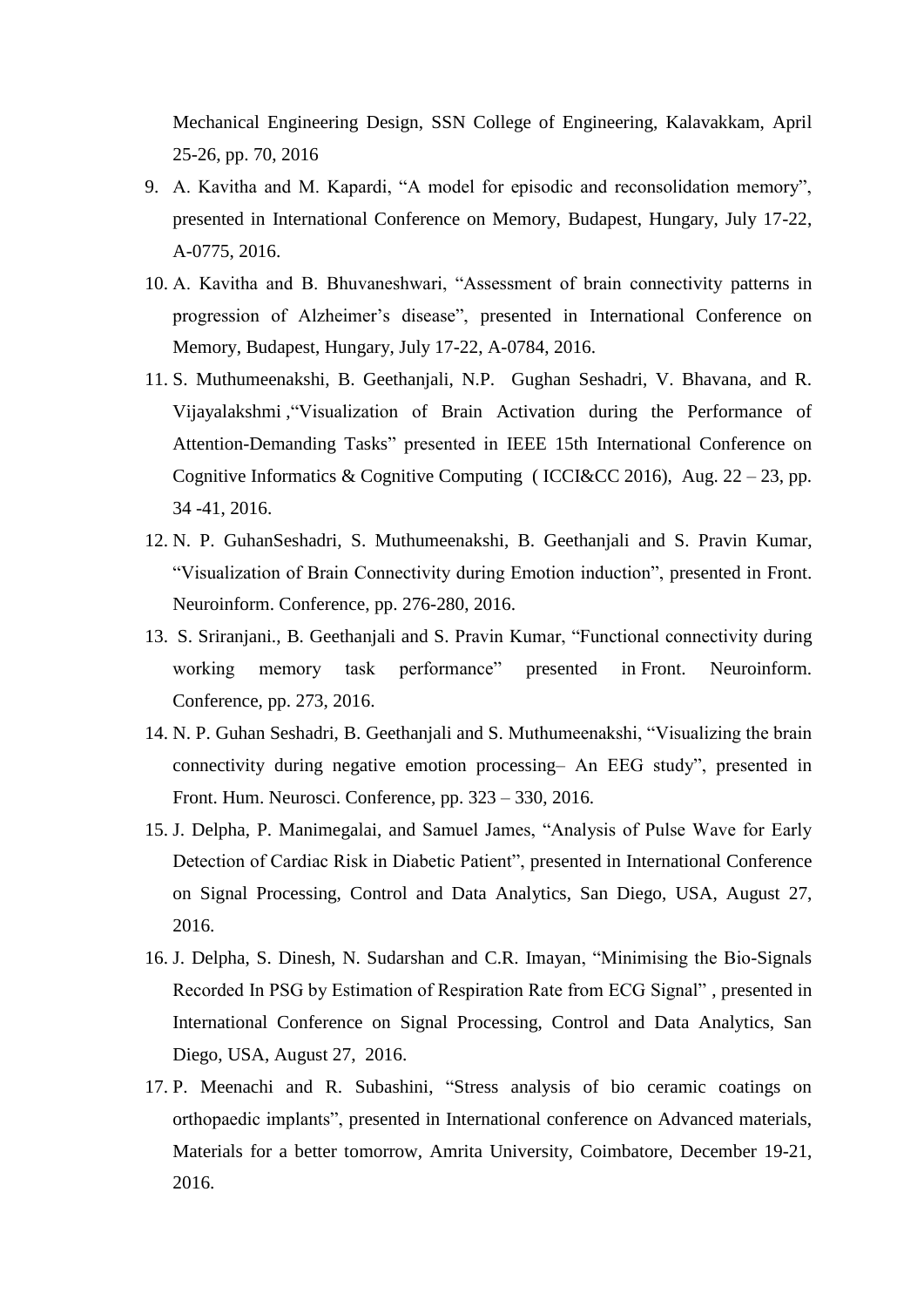Mechanical Engineering Design, SSN College of Engineering, Kalavakkam, April 25-26, pp. 70, 2016

9. A. Kavitha and M. Kapardi, “A model for episodic and reconsolidation memory”, presented in International Conference on Memory, Budapest, Hungary, July 17-22, A-0775, 2016.
10. A. Kavitha and B. Bhuvaneshwari, “Assessment of brain connectivity patterns in progression of Alzheimer’s disease”, presented in International Conference on Memory, Budapest, Hungary, July 17-22, A-0784, 2016.
11. S. Muthumeenakshi, B. Geethanjali, N.P. Gughan Seshadri, V. Bhavana, and R. Vijayalakshmi ,“Visualization of Brain Activation during the Performance of Attention-Demanding Tasks” presented in IEEE 15th International Conference on Cognitive Informatics & Cognitive Computing ( ICCI&CC 2016), Aug. 22 – 23, pp. 34 -41, 2016.
12. N. P. GuhanSeshadri, S. Muthumeenakshi, B. Geethanjali and S. Pravin Kumar, “Visualization of Brain Connectivity during Emotion induction”, presented in Front. Neuroinform. Conference, pp. 276-280, 2016.
13. S. Sriranjani., B. Geethanjali and S. Pravin Kumar, “Functional connectivity during working memory task performance” presented in Front. Neuroinform. Conference, pp. 273, 2016.
14. N. P. Guhan Seshadri, B. Geethanjali and S. Muthumeenakshi, “Visualizing the brain connectivity during negative emotion processing– An EEG study”, presented in Front. Hum. Neurosci. Conference, pp. 323 – 330, 2016.
15. J. Delpha, P. Manimegalai, and Samuel James, “Analysis of Pulse Wave for Early Detection of Cardiac Risk in Diabetic Patient”, presented in International Conference on Signal Processing, Control and Data Analytics, San Diego, USA, August 27, 2016.
16. J. Delpha, S. Dinesh, N. Sudarshan and C.R. Imayan, “Minimising the Bio-Signals Recorded In PSG by Estimation of Respiration Rate from ECG Signal” , presented in International Conference on Signal Processing, Control and Data Analytics, San Diego, USA, August 27, 2016.
17. P. Meenachi and R. Subashini, “Stress analysis of bio ceramic coatings on orthopaedic implants”, presented in International conference on Advanced materials, Materials for a better tomorrow, Amrita University, Coimbatore, December 19-21, 2016.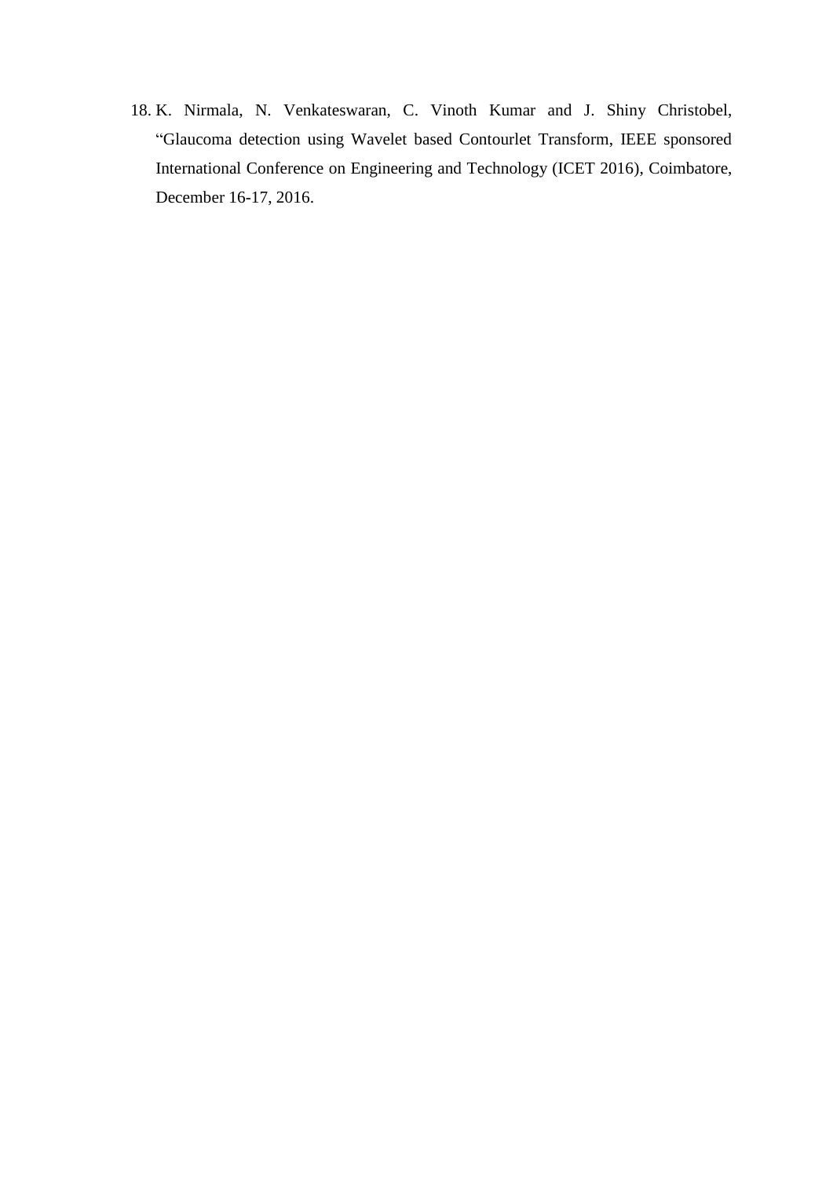18. K. Nirmala, N. Venkateswaran, C. Vinoth Kumar and J. Shiny Christobel, "Glaucoma detection using Wavelet based Contourlet Transform, IEEE sponsored International Conference on Engineering and Technology (ICET 2016), Coimbatore, December 16-17, 2016.